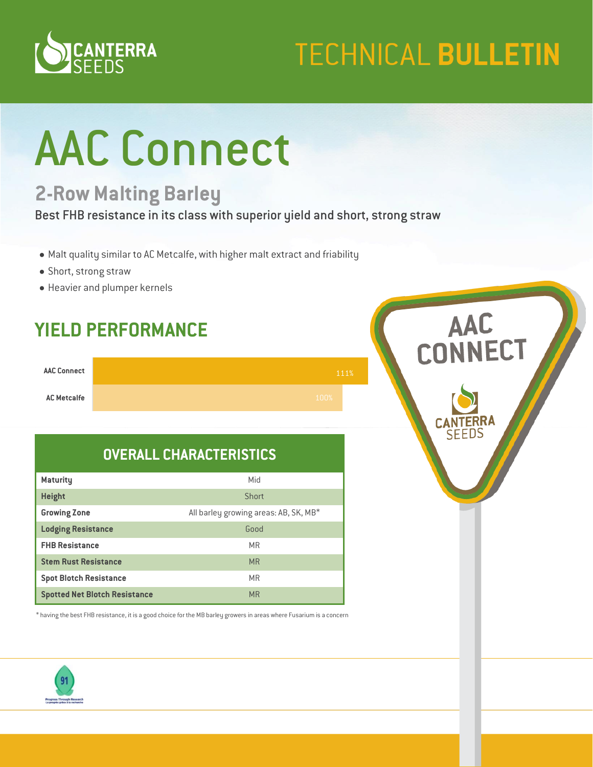TECHNICAL **BULLETIN**

# AAC Connect

## 2-Row Malting Barley

Best FHB resistance in its class with superior yield and short, strong straw

- Malt quality similar to AC Metcalfe, with higher malt extract and friability
- Short, strong straw
- Heavier and plumper kernels

## YIELD PERFORMANCE

| Variety | Yield |
|---|---|
| AAC Connect | 111% |
| AC Metcalfe | 100% |

## OVERALL CHARACTERISTICS

| Characteristic | |
|---|---|
| **Maturity** | Mid |
| **Height** | Short |
| **Growing Zone** | All barley growing areas: AB, SK, MB* |
| **Lodging Resistance** | Good |
| **FHB Resistance** | MR |
| **Stem Rust Resistance** | MR |
| **Spot Blotch Resistance** | MR |
| **Spotted Net Blotch Resistance** | MR |

* having the best FHB resistance, it is a good choice for the MB barley growers in areas where Fusarium is a concern

91

Progress Through Research
Le progrès grâce à la recherche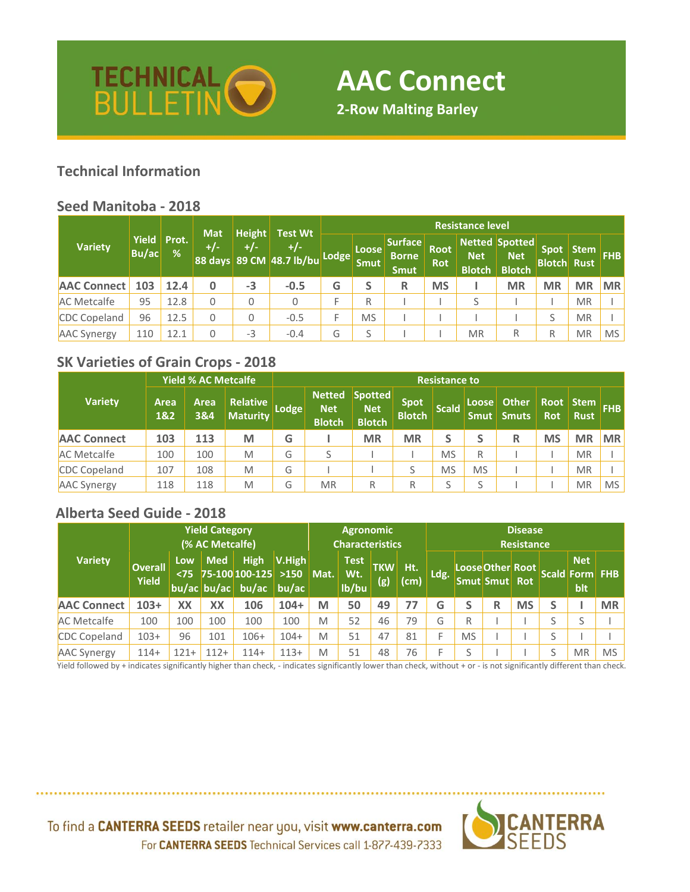# AAC Connect

**2-Row Malting Barley**

## Technical Information

### Seed Manitoba - 2018

| Variety | Yield Bu/ac | Prot. % | Mat +/- 88 days | Height +/- 89 CM | Test Wt +/- 48.7 lb/bu | Resistance level | | | | | | | | |
|---|---|---|---|---|---|---|---|---|---|---|---|---|---|---|
| | | | | | | Lodge | Loose Smut | Surface Borne Smut | Root Rot | Netted Net Blotch | Spotted Net Blotch | Spot Blotch | Stem Rust | FHB |
| **AAC Connect** | **103** | **12.4** | **0** | **-3** | **-0.5** | **G** | **S** | **R** | **MS** | **I** | **MR** | **MR** | **MR** | **MR** |
| AC Metcalfe | 95 | 12.8 | 0 | 0 | 0 | F | R | I | I | S | I | I | MR | I |
| CDC Copeland | 96 | 12.5 | 0 | 0 | -0.5 | F | MS | I | I | I | I | S | MR | I |
| AAC Synergy | 110 | 12.1 | 0 | -3 | -0.4 | G | S | I | I | MR | R | R | MR | MS |

### SK Varieties of Grain Crops - 2018

| Variety | Yield % AC Metcalfe | | | Resistance to | | | | | | | | | |
|---|---|---|---|---|---|---|---|---|---|---|---|---|---|
| | Area 1&2 | Area 3&4 | Relative Maturity | Lodge | Netted Net Blotch | Spotted Net Blotch | Spot Blotch | Scald | Loose Smut | Other Smuts | Root Rot | Stem Rust | FHB |
| **AAC Connect** | **103** | **113** | **M** | **G** | **I** | **MR** | **MR** | **S** | **S** | **R** | **MS** | **MR** | **MR** |
| AC Metcalfe | 100 | 100 | M | G | S | I | I | MS | R | I | I | MR | I |
| CDC Copeland | 107 | 108 | M | G | I | I | S | MS | MS | I | I | MR | I |
| AAC Synergy | 118 | 118 | M | G | MR | R | R | S | S | I | I | MR | MS |

### Alberta Seed Guide - 2018

| Variety | Yield Category (% AC Metcalfe) | | | | | Agronomic Characteristics | | | | Disease Resistance | | | | | | |
|---|---|---|---|---|---|---|---|---|---|---|---|---|---|---|---|---|
| | Overall Yield | Low <75 bu/ac | Med 75-100 bu/ac | High 100-125 bu/ac | V.High >150 bu/ac | Mat. | Test Wt. lb/bu | TKW (g) | Ht. (cm) | Ldg. | Loose Smut | Other Smut | Root Rot | Scald | Net Form blt | FHB |
| **AAC Connect** | **103+** | **XX** | **XX** | **106** | **104+** | **M** | **50** | **49** | **77** | **G** | **S** | **R** | **MS** | **S** | **I** | **MR** |
| AC Metcalfe | 100 | 100 | 100 | 100 | 100 | M | 52 | 46 | 79 | G | R | I | I | S | S | I |
| CDC Copeland | 103+ | 96 | 101 | 106+ | 104+ | M | 51 | 47 | 81 | F | MS | I | I | S | I | I |
| AAC Synergy | 114+ | 121+ | 112+ | 114+ | 113+ | M | 51 | 48 | 76 | F | S | I | I | S | MR | MS |

Yield followed by + indicates significantly higher than check, - indicates significantly lower than check, without + or - is not significantly different than check.

To find a **CANTERRA SEEDS** retailer near you, visit **www.canterra.com**
For **CANTERRA SEEDS** Technical Services call 1-877-439-7333